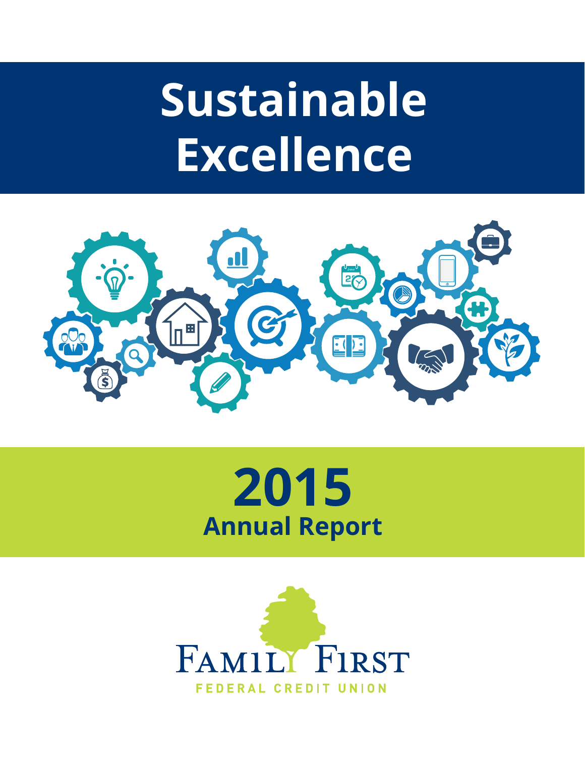# Sustainable Excellence

# 2015
## Annual Report

Family First
FEDERAL CREDIT UNION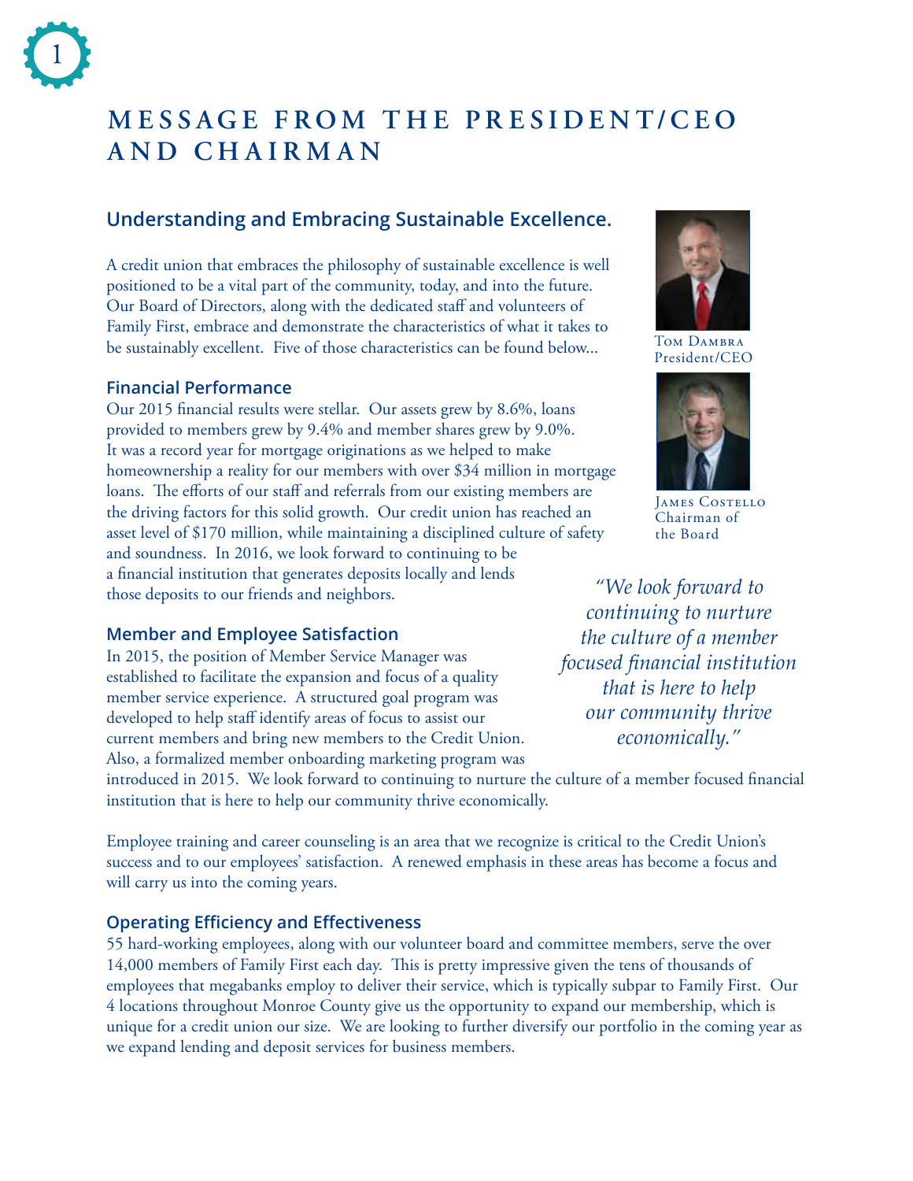# MESSAGE FROM THE PRESIDENT/CEO AND CHAIRMAN

## Understanding and Embracing Sustainable Excellence.

A credit union that embraces the philosophy of sustainable excellence is well positioned to be a vital part of the community, today, and into the future. Our Board of Directors, along with the dedicated staff and volunteers of Family First, embrace and demonstrate the characteristics of what it takes to be sustainably excellent. Five of those characteristics can be found below...

Tom Dambra
President/CEO

James Costello
Chairman of the Board

### Financial Performance

Our 2015 financial results were stellar. Our assets grew by 8.6%, loans provided to members grew by 9.4% and member shares grew by 9.0%. It was a record year for mortgage originations as we helped to make homeownership a reality for our members with over $34 million in mortgage loans. The efforts of our staff and referrals from our existing members are the driving factors for this solid growth. Our credit union has reached an asset level of $170 million, while maintaining a disciplined culture of safety and soundness. In 2016, we look forward to continuing to be a financial institution that generates deposits locally and lends those deposits to our friends and neighbors.

*"We look forward to continuing to nurture the culture of a member focused financial institution that is here to help our community thrive economically."*

### Member and Employee Satisfaction

In 2015, the position of Member Service Manager was established to facilitate the expansion and focus of a quality member service experience. A structured goal program was developed to help staff identify areas of focus to assist our current members and bring new members to the Credit Union. Also, a formalized member onboarding marketing program was introduced in 2015. We look forward to continuing to nurture the culture of a member focused financial institution that is here to help our community thrive economically.

Employee training and career counseling is an area that we recognize is critical to the Credit Union's success and to our employees' satisfaction. A renewed emphasis in these areas has become a focus and will carry us into the coming years.

### Operating Efficiency and Effectiveness

55 hard-working employees, along with our volunteer board and committee members, serve the over 14,000 members of Family First each day. This is pretty impressive given the tens of thousands of employees that megabanks employ to deliver their service, which is typically subpar to Family First. Our 4 locations throughout Monroe County give us the opportunity to expand our membership, which is unique for a credit union our size. We are looking to further diversify our portfolio in the coming year as we expand lending and deposit services for business members.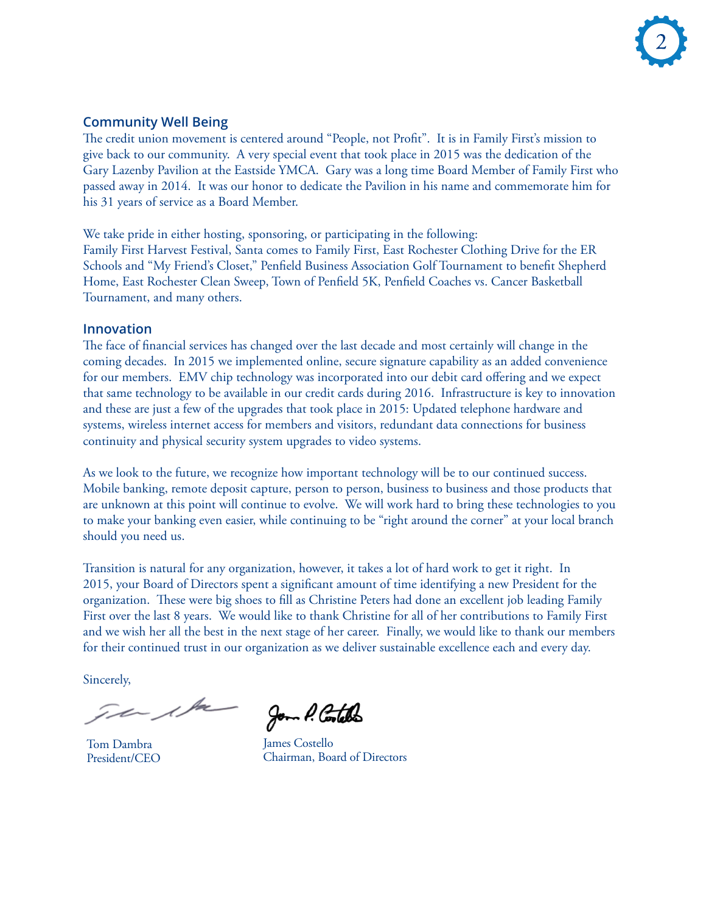## Community Well Being

The credit union movement is centered around "People, not Profit". It is in Family First's mission to give back to our community. A very special event that took place in 2015 was the dedication of the Gary Lazenby Pavilion at the Eastside YMCA. Gary was a long time Board Member of Family First who passed away in 2014. It was our honor to dedicate the Pavilion in his name and commemorate him for his 31 years of service as a Board Member.

We take pride in either hosting, sponsoring, or participating in the following:
Family First Harvest Festival, Santa comes to Family First, East Rochester Clothing Drive for the ER Schools and "My Friend's Closet," Penfield Business Association Golf Tournament to benefit Shepherd Home, East Rochester Clean Sweep, Town of Penfield 5K, Penfield Coaches vs. Cancer Basketball Tournament, and many others.

## Innovation

The face of financial services has changed over the last decade and most certainly will change in the coming decades. In 2015 we implemented online, secure signature capability as an added convenience for our members. EMV chip technology was incorporated into our debit card offering and we expect that same technology to be available in our credit cards during 2016. Infrastructure is key to innovation and these are just a few of the upgrades that took place in 2015: Updated telephone hardware and systems, wireless internet access for members and visitors, redundant data connections for business continuity and physical security system upgrades to video systems.

As we look to the future, we recognize how important technology will be to our continued success. Mobile banking, remote deposit capture, person to person, business to business and those products that are unknown at this point will continue to evolve. We will work hard to bring these technologies to you to make your banking even easier, while continuing to be "right around the corner" at your local branch should you need us.

Transition is natural for any organization, however, it takes a lot of hard work to get it right. In 2015, your Board of Directors spent a significant amount of time identifying a new President for the organization. These were big shoes to fill as Christine Peters had done an excellent job leading Family First over the last 8 years. We would like to thank Christine for all of her contributions to Family First and we wish her all the best in the next stage of her career. Finally, we would like to thank our members for their continued trust in our organization as we deliver sustainable excellence each and every day.

Sincerely,

Tom Dambra
President/CEO

James Costello
Chairman, Board of Directors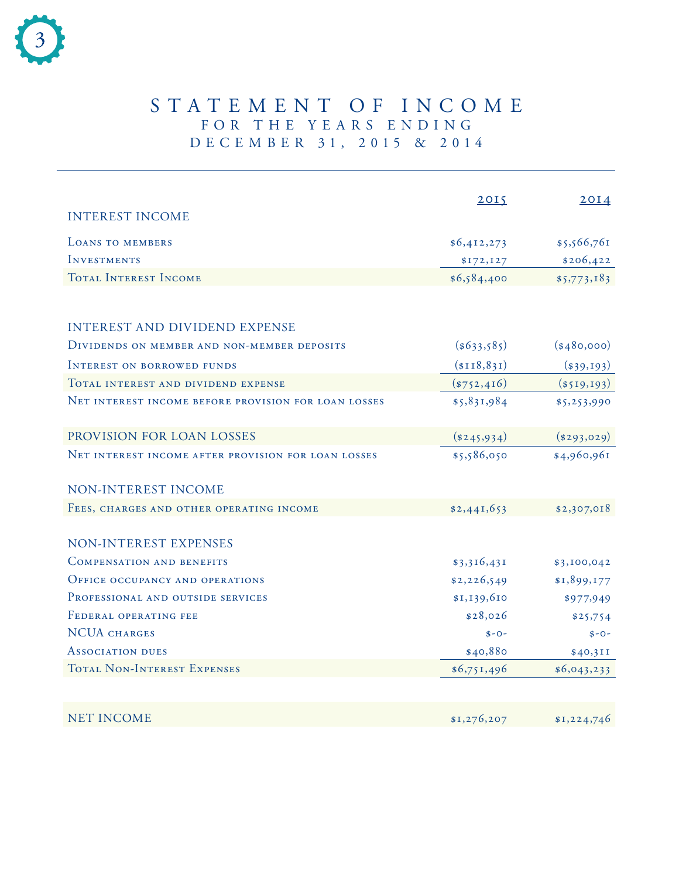# STATEMENT OF INCOME
## FOR THE YEARS ENDING DECEMBER 31, 2015 & 2014

| | 2015 | 2014 |
|---|---|---|
| **INTEREST INCOME** | | |
| Loans to members | $6,412,273 | $5,566,761 |
| Investments | $172,127 | $206,422 |
| Total Interest Income | $6,584,400 | $5,773,183 |
| | | |
| **INTEREST AND DIVIDEND EXPENSE** | | |
| Dividends on member and non-member deposits | ($633,585) | ($480,000) |
| Interest on borrowed funds | ($118,831) | ($39,193) |
| Total interest and dividend expense | ($752,416) | ($519,193) |
| Net interest income before provision for loan losses | $5,831,984 | $5,253,990 |
| | | |
| **PROVISION FOR LOAN LOSSES** | ($245,934) | ($293,029) |
| Net interest income after provision for loan losses | $5,586,050 | $4,960,961 |
| | | |
| **NON-INTEREST INCOME** | | |
| Fees, charges and other operating income | $2,441,653 | $2,307,018 |
| | | |
| **NON-INTEREST EXPENSES** | | |
| Compensation and benefits | $3,316,431 | $3,100,042 |
| Office occupancy and operations | $2,226,549 | $1,899,177 |
| Professional and outside services | $1,139,610 | $977,949 |
| Federal operating fee | $28,026 | $25,754 |
| NCUA charges | $-0- | $-0- |
| Association dues | $40,880 | $40,311 |
| Total Non-Interest Expenses | $6,751,496 | $6,043,233 |
| | | |
| **NET INCOME** | $1,276,207 | $1,224,746 |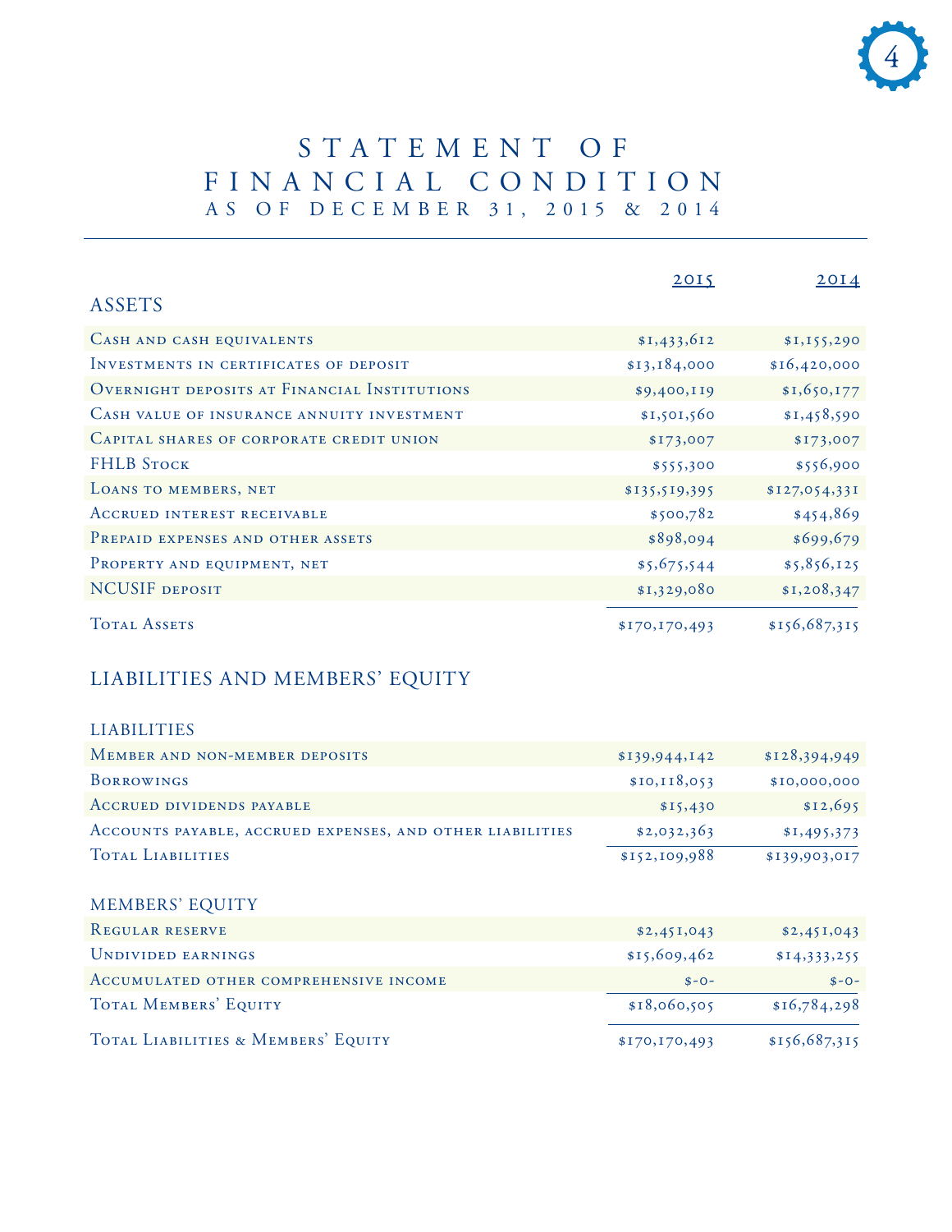# STATEMENT OF FINANCIAL CONDITION
## AS OF DECEMBER 31, 2015 & 2014

| | 2015 | 2014 |
|---|---|---|
| **ASSETS** | | |
| Cash and cash equivalents | $1,433,612 | $1,155,290 |
| Investments in certificates of deposit | $13,184,000 | $16,420,000 |
| Overnight deposits at Financial Institutions | $9,400,119 | $1,650,177 |
| Cash value of insurance annuity investment | $1,501,560 | $1,458,590 |
| Capital shares of corporate credit union | $173,007 | $173,007 |
| FHLB Stock | $555,300 | $556,900 |
| Loans to members, net | $135,519,395 | $127,054,331 |
| Accrued interest receivable | $500,782 | $454,869 |
| Prepaid expenses and other assets | $898,094 | $699,679 |
| Property and equipment, net | $5,675,544 | $5,856,125 |
| NCUSIF deposit | $1,329,080 | $1,208,347 |
| Total Assets | $170,170,493 | $156,687,315 |

## LIABILITIES AND MEMBERS' EQUITY

| | 2015 | 2014 |
|---|---|---|
| **LIABILITIES** | | |
| Member and non-member deposits | $139,944,142 | $128,394,949 |
| Borrowings | $10,118,053 | $10,000,000 |
| Accrued dividends payable | $15,430 | $12,695 |
| Accounts payable, accrued expenses, and other liabilities | $2,032,363 | $1,495,373 |
| Total Liabilities | $152,109,988 | $139,903,017 |
| **MEMBERS' EQUITY** | | |
| Regular reserve | $2,451,043 | $2,451,043 |
| Undivided earnings | $15,609,462 | $14,333,255 |
| Accumulated other comprehensive income | $-0- | $-0- |
| Total Members' Equity | $18,060,505 | $16,784,298 |
| Total Liabilities & Members' Equity | $170,170,493 | $156,687,315 |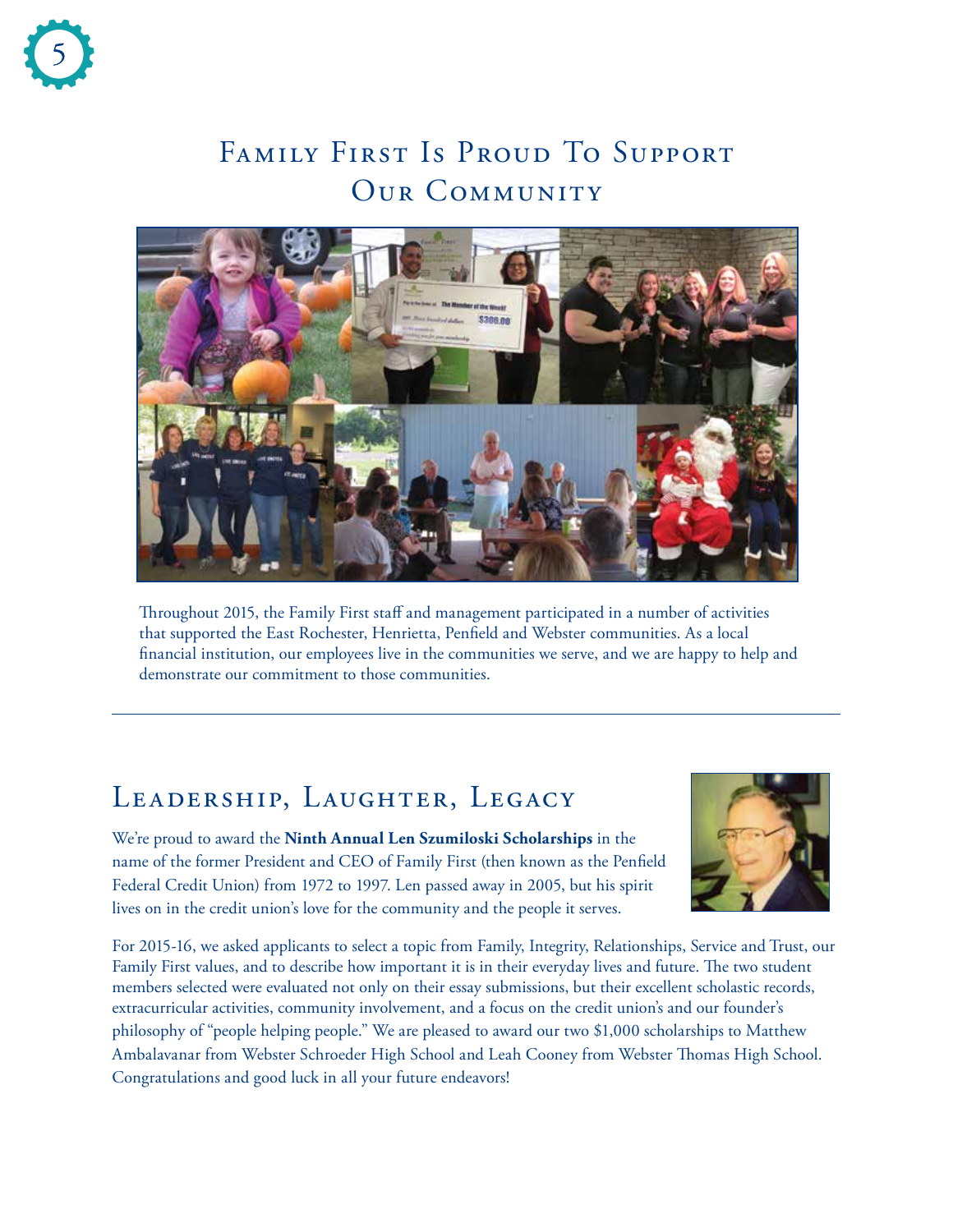# Family First Is Proud To Support Our Community

Throughout 2015, the Family First staff and management participated in a number of activities that supported the East Rochester, Henrietta, Penfield and Webster communities. As a local financial institution, our employees live in the communities we serve, and we are happy to help and demonstrate our commitment to those communities.

---

## Leadership, Laughter, Legacy

We're proud to award the **Ninth Annual Len Szumiloski Scholarships** in the name of the former President and CEO of Family First (then known as the Penfield Federal Credit Union) from 1972 to 1997. Len passed away in 2005, but his spirit lives on in the credit union's love for the community and the people it serves.

For 2015-16, we asked applicants to select a topic from Family, Integrity, Relationships, Service and Trust, our Family First values, and to describe how important it is in their everyday lives and future. The two student members selected were evaluated not only on their essay submissions, but their excellent scholastic records, extracurricular activities, community involvement, and a focus on the credit union's and our founder's philosophy of "people helping people." We are pleased to award our two $1,000 scholarships to Matthew Ambalavanar from Webster Schroeder High School and Leah Cooney from Webster Thomas High School. Congratulations and good luck in all your future endeavors!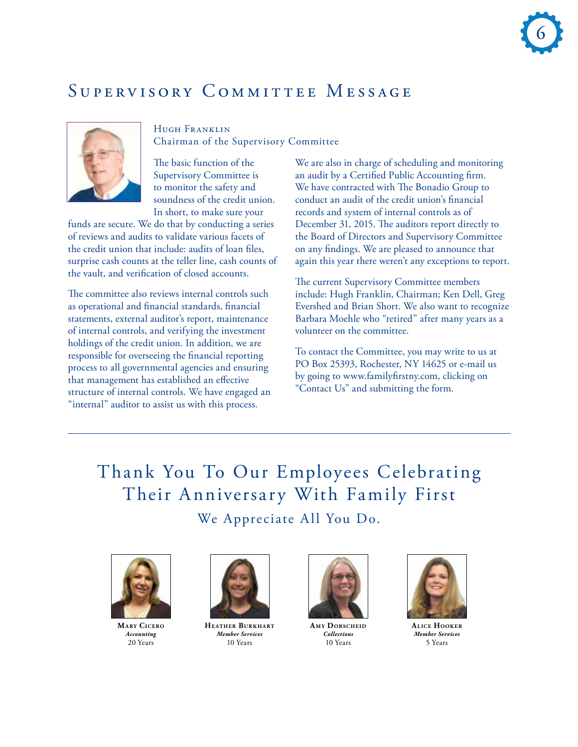# Supervisory Committee Message

Hugh Franklin
Chairman of the Supervisory Committee

The basic function of the Supervisory Committee is to monitor the safety and soundness of the credit union. In short, to make sure your funds are secure. We do that by conducting a series of reviews and audits to validate various facets of the credit union that include: audits of loan files, surprise cash counts at the teller line, cash counts of the vault, and verification of closed accounts.

The committee also reviews internal controls such as operational and financial standards, financial statements, external auditor's report, maintenance of internal controls, and verifying the investment holdings of the credit union. In addition, we are responsible for overseeing the financial reporting process to all governmental agencies and ensuring that management has established an effective structure of internal controls. We have engaged an "internal" auditor to assist us with this process.

We are also in charge of scheduling and monitoring an audit by a Certified Public Accounting firm. We have contracted with The Bonadio Group to conduct an audit of the credit union's financial records and system of internal controls as of December 31, 2015. The auditors report directly to the Board of Directors and Supervisory Committee on any findings. We are pleased to announce that again this year there weren't any exceptions to report.

The current Supervisory Committee members include: Hugh Franklin, Chairman; Ken Dell, Greg Evershed and Brian Short. We also want to recognize Barbara Moehle who "retired" after many years as a volunteer on the committee.

To contact the Committee, you may write to us at PO Box 25393, Rochester, NY 14625 or e-mail us by going to www.familyfirstny.com, clicking on "Contact Us" and submitting the form.

---

# Thank You To Our Employees Celebrating Their Anniversary With Family First

## We Appreciate All You Do.

**Mary Cicero**
*Accounting*
20 Years

**Heather Burkhart**
*Member Services*
10 Years

**Amy Dorscheid**
*Collections*
10 Years

**Alice Hooker**
*Member Services*
5 Years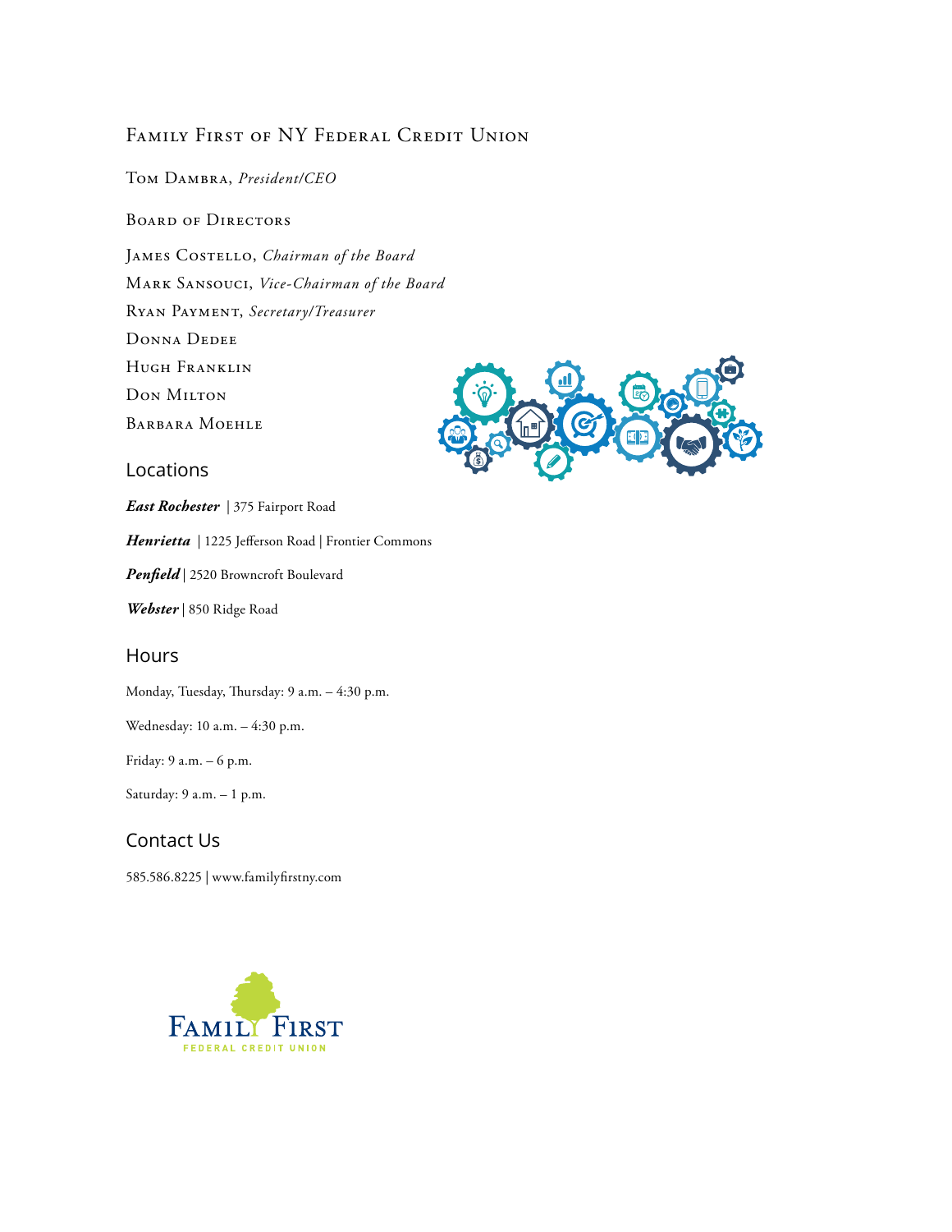## Family First of NY Federal Credit Union

Tom Dambra, *President/CEO*

Board of Directors

James Costello, *Chairman of the Board*

Mark Sansouci, *Vice-Chairman of the Board*

Ryan Payment, *Secretary/Treasurer*

Donna Dedee

Hugh Franklin

Don Milton

Barbara Moehle

## Locations

***East Rochester*** | 375 Fairport Road

***Henrietta*** | 1225 Jefferson Road | Frontier Commons

***Penfield*** | 2520 Browncroft Boulevard

***Webster*** | 850 Ridge Road

## Hours

Monday, Tuesday, Thursday: 9 a.m. – 4:30 p.m.

Wednesday: 10 a.m. – 4:30 p.m.

Friday: 9 a.m. – 6 p.m.

Saturday: 9 a.m. – 1 p.m.

## Contact Us

585.586.8225 | www.familyfirstny.com

Family First
Federal Credit Union